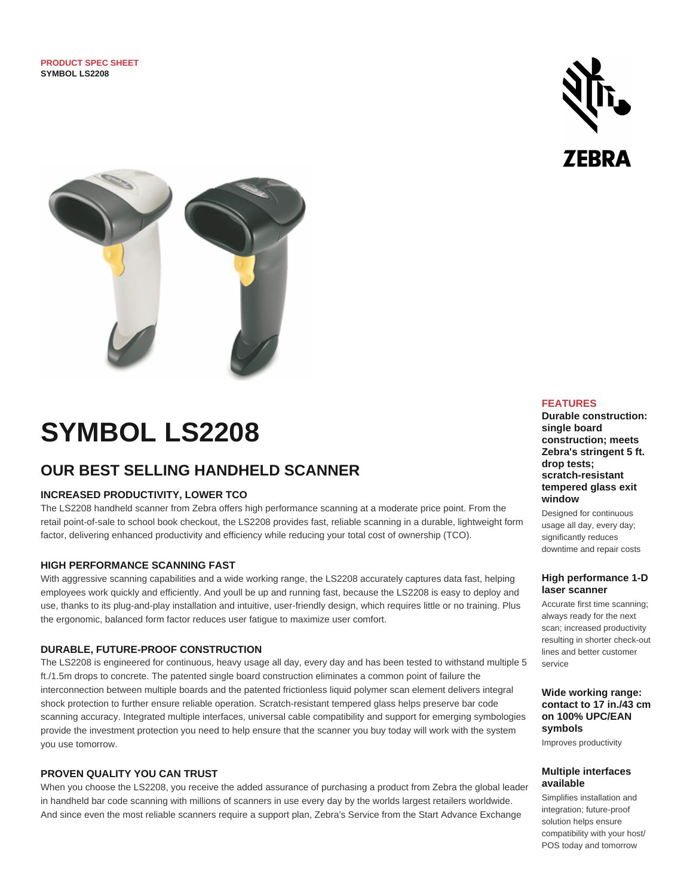PRODUCT SPEC SHEET
**SYMBOL LS2208**

# SYMBOL LS2208

## OUR BEST SELLING HANDHELD SCANNER

### INCREASED PRODUCTIVITY, LOWER TCO

The LS2208 handheld scanner from Zebra offers high performance scanning at a moderate price point. From the retail point-of-sale to school book checkout, the LS2208 provides fast, reliable scanning in a durable, lightweight form factor, delivering enhanced productivity and efficiency while reducing your total cost of ownership (TCO).

### HIGH PERFORMANCE SCANNING FAST

With aggressive scanning capabilities and a wide working range, the LS2208 accurately captures data fast, helping employees work quickly and efficiently. And youll be up and running fast, because the LS2208 is easy to deploy and use, thanks to its plug-and-play installation and intuitive, user-friendly design, which requires little or no training. Plus the ergonomic, balanced form factor reduces user fatigue to maximize user comfort.

### DURABLE, FUTURE-PROOF CONSTRUCTION

The LS2208 is engineered for continuous, heavy usage all day, every day and has been tested to withstand multiple 5 ft./1.5m drops to concrete. The patented single board construction eliminates a common point of failure the interconnection between multiple boards and the patented frictionless liquid polymer scan element delivers integral shock protection to further ensure reliable operation. Scratch-resistant tempered glass helps preserve bar code scanning accuracy. Integrated multiple interfaces, universal cable compatibility and support for emerging symbologies provide the investment protection you need to help ensure that the scanner you buy today will work with the system you use tomorrow.

### PROVEN QUALITY YOU CAN TRUST

When you choose the LS2208, you receive the added assurance of purchasing a product from Zebra the global leader in handheld bar code scanning with millions of scanners in use every day by the worlds largest retailers worldwide. And since even the most reliable scanners require a support plan, Zebra's Service from the Start Advance Exchange

## FEATURES

**Durable construction: single board construction; meets Zebra's stringent 5 ft. drop tests; scratch-resistant tempered glass exit window**

Designed for continuous usage all day, every day; significantly reduces downtime and repair costs

**High performance 1-D laser scanner**

Accurate first time scanning; always ready for the next scan; increased productivity resulting in shorter check-out lines and better customer service

**Wide working range: contact to 17 in./43 cm on 100% UPC/EAN symbols**

Improves productivity

**Multiple interfaces available**

Simplifies installation and integration; future-proof solution helps ensure compatibility with your host/ POS today and tomorrow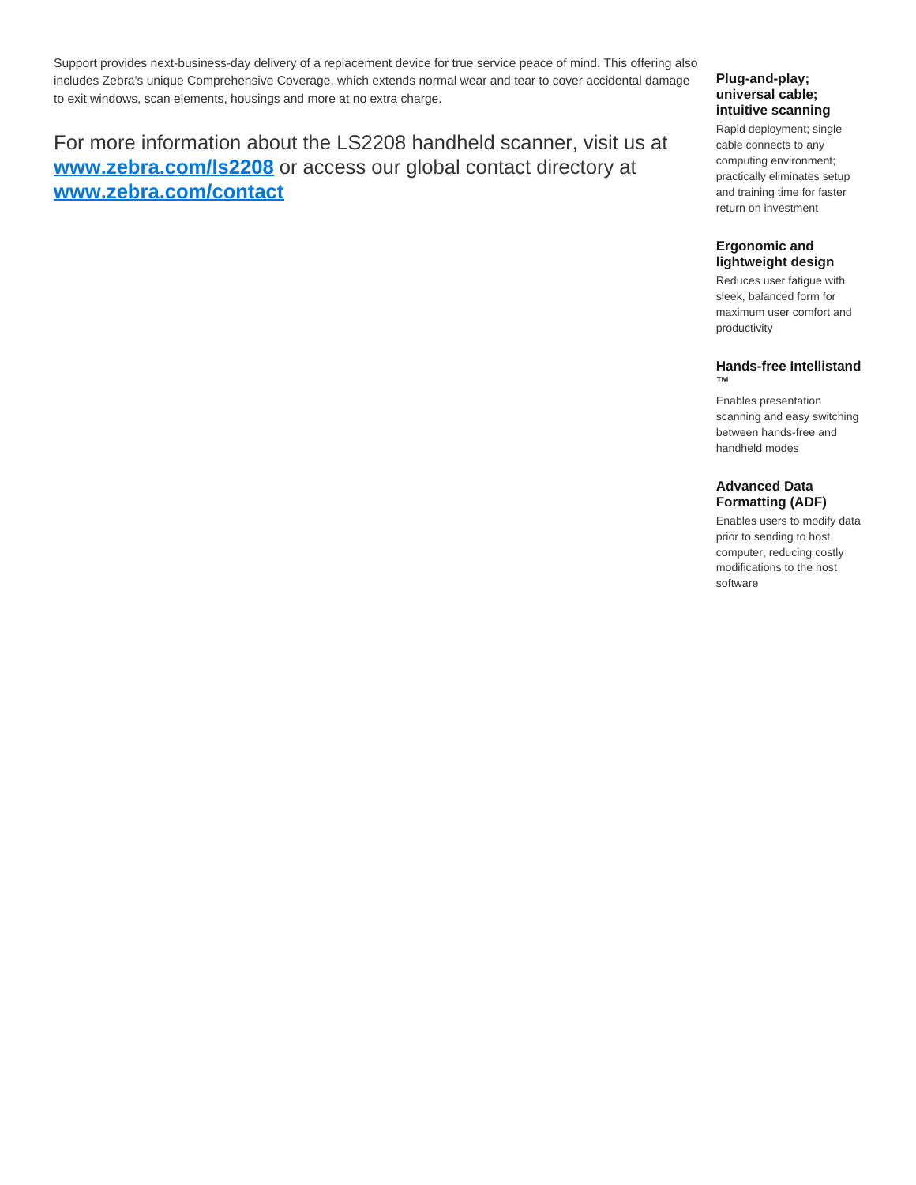Support provides next-business-day delivery of a replacement device for true service peace of mind. This offering also includes Zebra's unique Comprehensive Coverage, which extends normal wear and tear to cover accidental damage to exit windows, scan elements, housings and more at no extra charge.

For more information about the LS2208 handheld scanner, visit us at [www.zebra.com/ls2208](http://www.zebra.com/ls2208) or access our global contact directory at [www.zebra.com/contact](http://www.zebra.com/contact)

### Plug-and-play; universal cable; intuitive scanning

Rapid deployment; single cable connects to any computing environment; practically eliminates setup and training time for faster return on investment

### Ergonomic and lightweight design

Reduces user fatigue with sleek, balanced form for maximum user comfort and productivity

### Hands-free Intellistand ™

Enables presentation scanning and easy switching between hands-free and handheld modes

### Advanced Data Formatting (ADF)

Enables users to modify data prior to sending to host computer, reducing costly modifications to the host software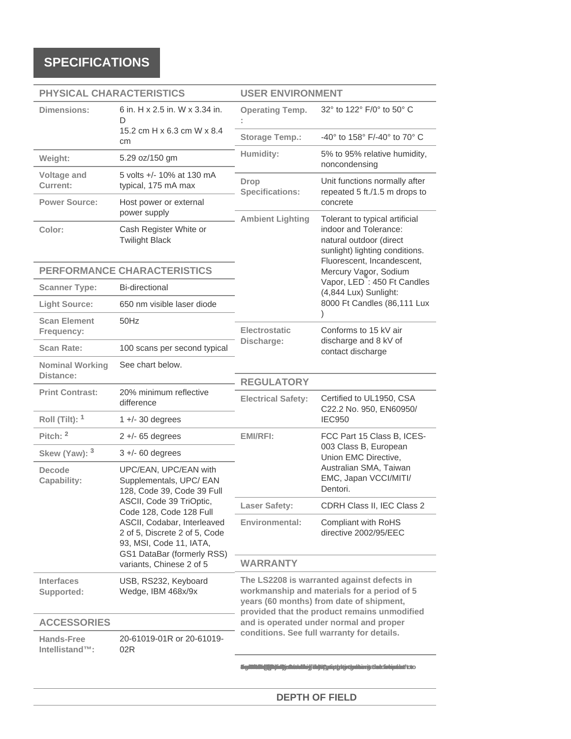## SPECIFICATIONS

### PHYSICAL CHARACTERISTICS

| | |
|---|---|
| **Dimensions:** | 6 in. H x 2.5 in. W x 3.34 in. D<br>15.2 cm H x 6.3 cm W x 8.4 cm |
| **Weight:** | 5.29 oz/150 gm |
| **Voltage and Current:** | 5 volts +/- 10% at 130 mA typical, 175 mA max |
| **Power Source:** | Host power or external power supply |
| **Color:** | Cash Register White or Twilight Black |

### PERFORMANCE CHARACTERISTICS

| | |
|---|---|
| **Scanner Type:** | Bi-directional |
| **Light Source:** | 650 nm visible laser diode |
| **Scan Element Frequency:** | 50Hz |
| **Scan Rate:** | 100 scans per second typical |
| **Nominal Working Distance:** | See chart below. |
| **Print Contrast:** | 20% minimum reflective difference |
| **Roll (Tilt):** [1] | 1 +/- 30 degrees |
| **Pitch:** [2] | 2 +/- 65 degrees |
| **Skew (Yaw):** [3] | 3 +/- 60 degrees |
| **Decode Capability:** | UPC/EAN, UPC/EAN with Supplementals, UPC/ EAN 128, Code 39, Code 39 Full ASCII, Code 39 TriOptic, Code 128, Code 128 Full ASCII, Codabar, Interleaved 2 of 5, Discrete 2 of 5, Code 93, MSI, Code 11, IATA, GS1 DataBar (formerly RSS) variants, Chinese 2 of 5 |
| **Interfaces Supported:** | USB, RS232, Keyboard Wedge, IBM 468x/9x |

### ACCESSORIES

| | |
|---|---|
| **Hands-Free Intellistand™:** | 20-61019-01R or 20-61019-02R |

### USER ENVIRONMENT

| | |
|---|---|
| **Operating Temp.:** | 32° to 122° F/0° to 50° C |
| **Storage Temp.:** | -40° to 158° F/-40° to 70° C |
| **Humidity:** | 5% to 95% relative humidity, noncondensing |
| **Drop Specifications:** | Unit functions normally after repeated 5 ft./1.5 m drops to concrete |
| **Ambient Lighting** | Tolerant to typical artificial indoor and Tolerance: natural outdoor (direct sunlight) lighting conditions. Fluorescent, Incandescent, Mercury Vapor, Sodium Vapor, LED [4]: 450 Ft Candles (4,844 Lux) Sunlight: 8000 Ft Candles (86,111 Lux ) |
| **Electrostatic Discharge:** | Conforms to 15 kV air discharge and 8 kV of contact discharge |

### REGULATORY

| | |
|---|---|
| **Electrical Safety:** | Certified to UL1950, CSA C22.2 No. 950, EN60950/ IEC950 |
| **EMI/RFI:** | FCC Part 15 Class B, ICES-003 Class B, European Union EMC Directive, Australian SMA, Taiwan EMC, Japan VCCI/MITI/ Dentori. |
| **Laser Safety:** | CDRH Class II, IEC Class 2 |
| **Environmental:** | Compliant with RoHS directive 2002/95/EEC |

### WARRANTY

**The LS2208 is warranted against defects in workmanship and materials for a period of 5 years (60 months) from date of shipment, provided that the product remains unmodified and is operated under normal and proper conditions. See full warranty for details.**

### DEPTH OF FIELD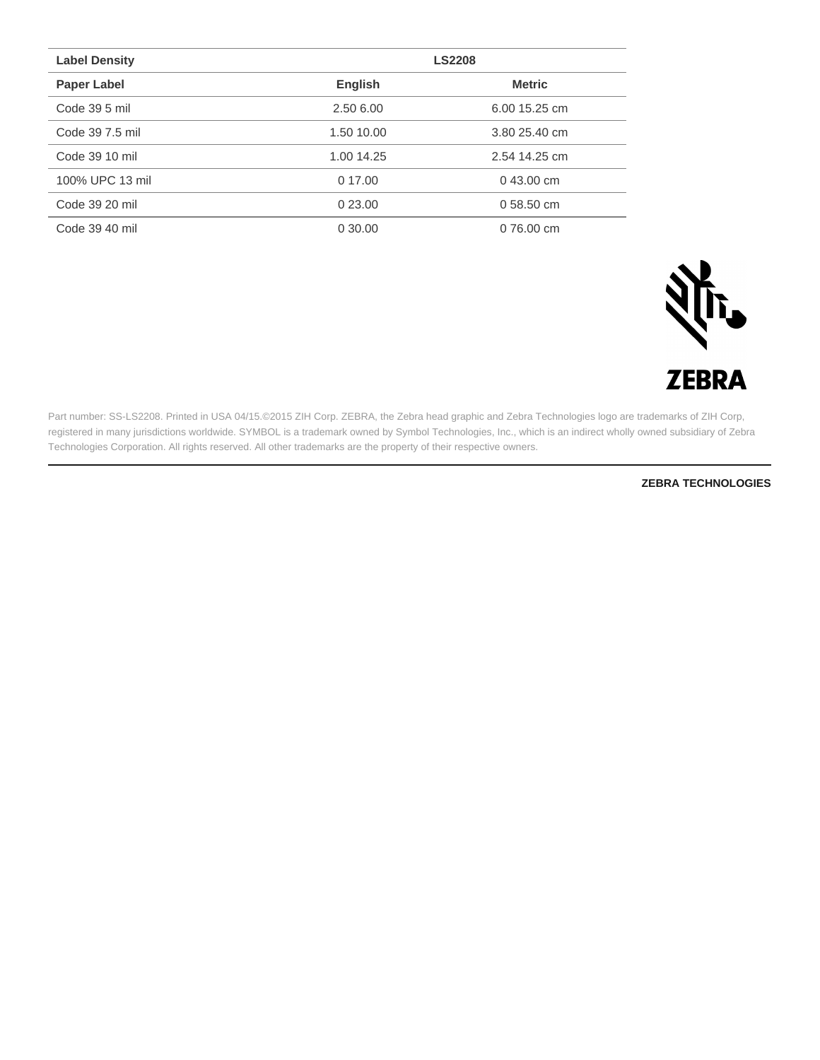| Label Density | LS2208 | |
|---|---|---|
| **Paper Label** | **English** | **Metric** |
| Code 39 5 mil | 2.50 6.00 | 6.00 15.25 cm |
| Code 39 7.5 mil | 1.50 10.00 | 3.80 25.40 cm |
| Code 39 10 mil | 1.00 14.25 | 2.54 14.25 cm |
| 100% UPC 13 mil | 0 17.00 | 0 43.00 cm |
| Code 39 20 mil | 0 23.00 | 0 58.50 cm |
| Code 39 40 mil | 0 30.00 | 0 76.00 cm |

ZEBRA

Part number: SS-LS2208. Printed in USA 04/15.©2015 ZIH Corp. ZEBRA, the Zebra head graphic and Zebra Technologies logo are trademarks of ZIH Corp, registered in many jurisdictions worldwide. SYMBOL is a trademark owned by Symbol Technologies, Inc., which is an indirect wholly owned subsidiary of Zebra Technologies Corporation. All rights reserved. All other trademarks are the property of their respective owners.

**ZEBRA TECHNOLOGIES**